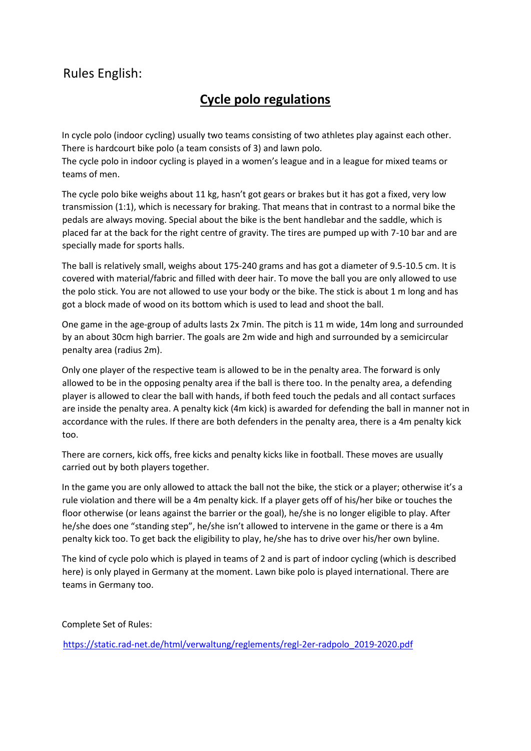Rules English:

# Cycle polo regulations

In cycle polo (indoor cycling) usually two teams consisting of two athletes play against each other. There is hardcourt bike polo (a team consists of 3) and lawn polo.
The cycle polo in indoor cycling is played in a women's league and in a league for mixed teams or teams of men.

The cycle polo bike weighs about 11 kg, hasn't got gears or brakes but it has got a fixed, very low transmission (1:1), which is necessary for braking. That means that in contrast to a normal bike the pedals are always moving. Special about the bike is the bent handlebar and the saddle, which is placed far at the back for the right centre of gravity. The tires are pumped up with 7-10 bar and are specially made for sports halls.

The ball is relatively small, weighs about 175-240 grams and has got a diameter of 9.5-10.5 cm. It is covered with material/fabric and filled with deer hair. To move the ball you are only allowed to use the polo stick. You are not allowed to use your body or the bike. The stick is about 1 m long and has got a block made of wood on its bottom which is used to lead and shoot the ball.

One game in the age-group of adults lasts 2x 7min. The pitch is 11 m wide, 14m long and surrounded by an about 30cm high barrier. The goals are 2m wide and high and surrounded by a semicircular penalty area (radius 2m).

Only one player of the respective team is allowed to be in the penalty area. The forward is only allowed to be in the opposing penalty area if the ball is there too. In the penalty area, a defending player is allowed to clear the ball with hands, if both feed touch the pedals and all contact surfaces are inside the penalty area. A penalty kick (4m kick) is awarded for defending the ball in manner not in accordance with the rules. If there are both defenders in the penalty area, there is a 4m penalty kick too.

There are corners, kick offs, free kicks and penalty kicks like in football. These moves are usually carried out by both players together.

In the game you are only allowed to attack the ball not the bike, the stick or a player; otherwise it's a rule violation and there will be a 4m penalty kick. If a player gets off of his/her bike or touches the floor otherwise (or leans against the barrier or the goal), he/she is no longer eligible to play. After he/she does one "standing step", he/she isn't allowed to intervene in the game or there is a 4m penalty kick too. To get back the eligibility to play, he/she has to drive over his/her own byline.

The kind of cycle polo which is played in teams of 2 and is part of indoor cycling (which is described here) is only played in Germany at the moment. Lawn bike polo is played international. There are teams in Germany too.

Complete Set of Rules:

https://static.rad-net.de/html/verwaltung/reglements/regl-2er-radpolo_2019-2020.pdf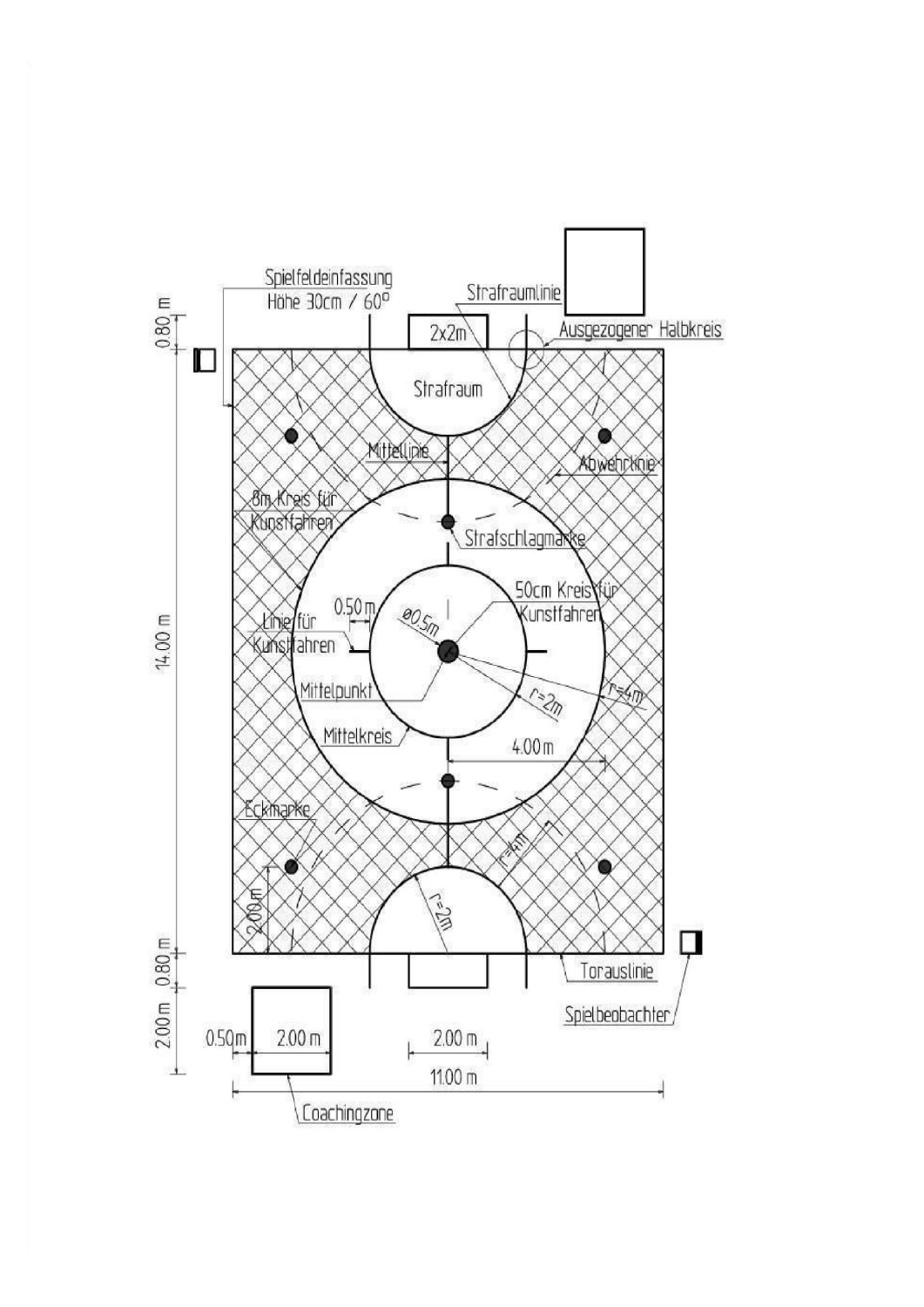Spielfeldeinfassung
Höhe 30cm / 60°

Strafraumlinie

2x2m

Ausgezogener Halbkreis

0.80 m

Strafraum

Mittellinie

Abwehrlinie

8m Kreis für Kunstfahren

Strafschlagmarke

50cm Kreis für Kunstfahren

0.50 m

ø0.5m

Linie für Kunstfahren

14.00 m

Mittelpunkt

r=2m

r=4m

Mittelkreis

4.00 m

Eckmarke

r=4m

2.00 m

r=2m

0.80 m

Torauslinie

Spielbeobachter

2.00 m

0.50 m

2.00 m

2.00 m

11.00 m

Coachingzone